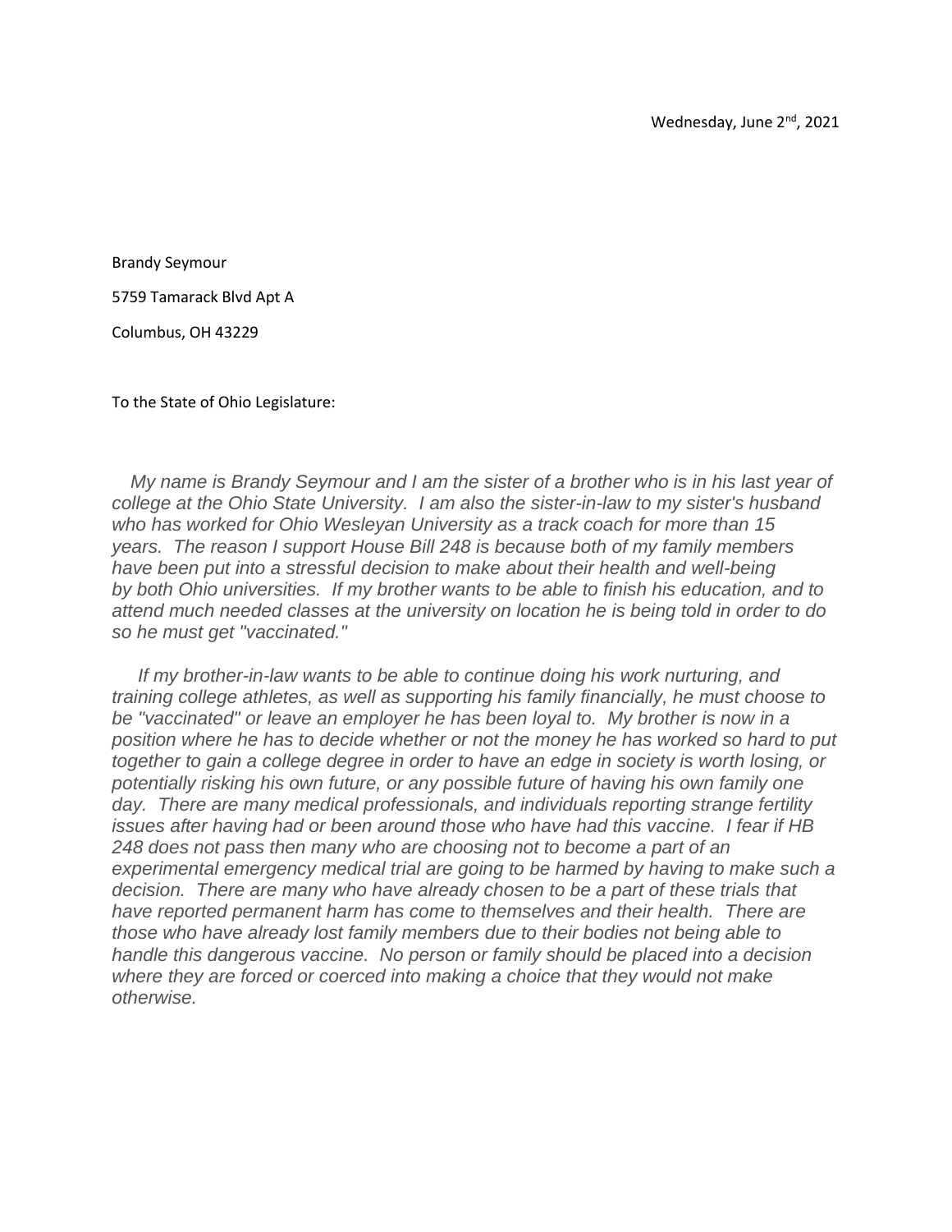Wednesday, June 2nd, 2021

Brandy Seymour

5759 Tamarack Blvd Apt A

Columbus, OH 43229

To the State of Ohio Legislature:

*My name is Brandy Seymour and I am the sister of a brother who is in his last year of college at the Ohio State University. I am also the sister-in-law to my sister's husband who has worked for Ohio Wesleyan University as a track coach for more than 15 years. The reason I support House Bill 248 is because both of my family members have been put into a stressful decision to make about their health and well-being by both Ohio universities. If my brother wants to be able to finish his education, and to attend much needed classes at the university on location he is being told in order to do so he must get "vaccinated."*

*If my brother-in-law wants to be able to continue doing his work nurturing, and training college athletes, as well as supporting his family financially, he must choose to be "vaccinated" or leave an employer he has been loyal to. My brother is now in a position where he has to decide whether or not the money he has worked so hard to put together to gain a college degree in order to have an edge in society is worth losing, or potentially risking his own future, or any possible future of having his own family one day. There are many medical professionals, and individuals reporting strange fertility issues after having had or been around those who have had this vaccine. I fear if HB 248 does not pass then many who are choosing not to become a part of an experimental emergency medical trial are going to be harmed by having to make such a decision. There are many who have already chosen to be a part of these trials that have reported permanent harm has come to themselves and their health. There are those who have already lost family members due to their bodies not being able to handle this dangerous vaccine. No person or family should be placed into a decision where they are forced or coerced into making a choice that they would not make otherwise.*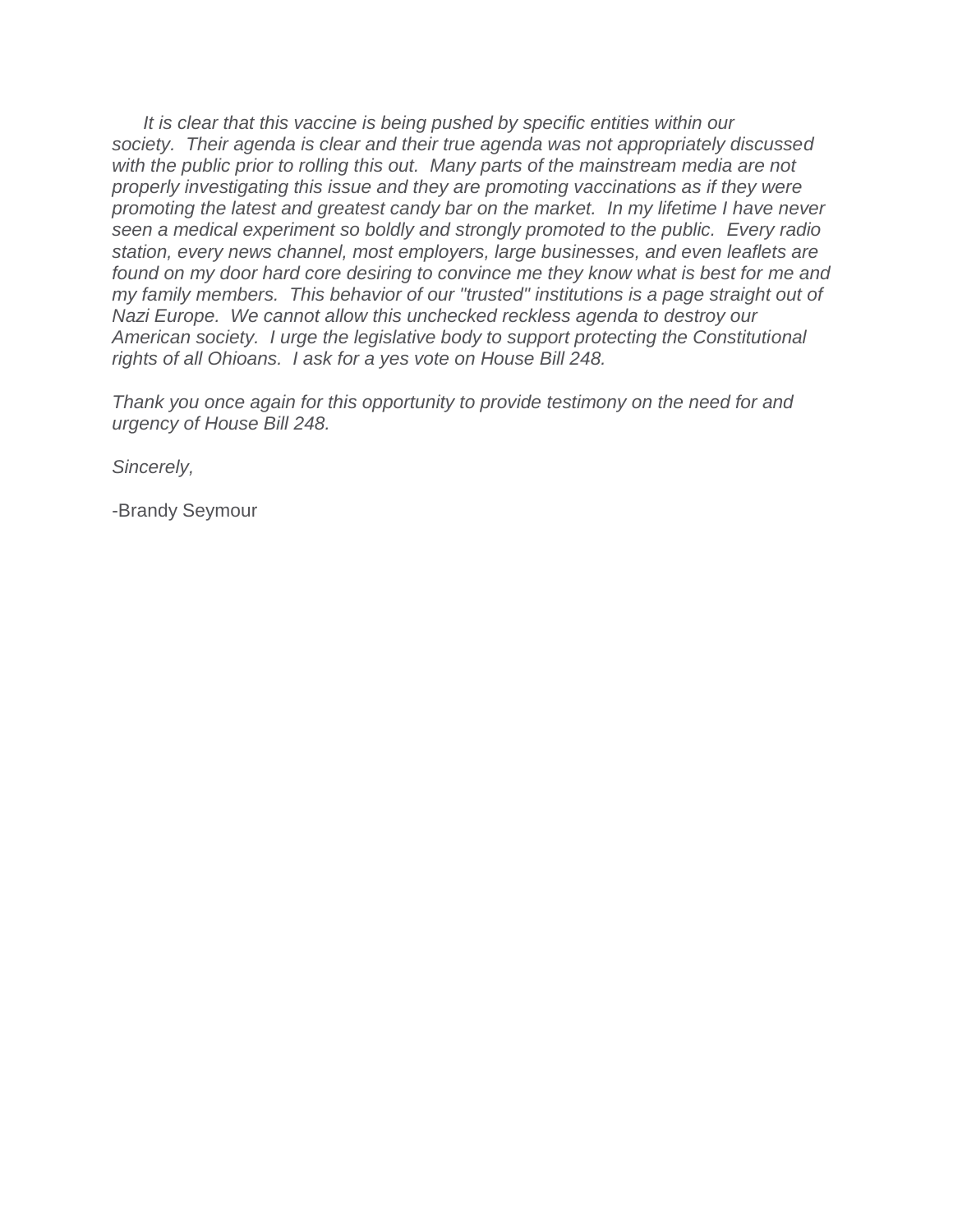*It is clear that this vaccine is being pushed by specific entities within our society. Their agenda is clear and their true agenda was not appropriately discussed with the public prior to rolling this out. Many parts of the mainstream media are not properly investigating this issue and they are promoting vaccinations as if they were promoting the latest and greatest candy bar on the market. In my lifetime I have never seen a medical experiment so boldly and strongly promoted to the public. Every radio station, every news channel, most employers, large businesses, and even leaflets are found on my door hard core desiring to convince me they know what is best for me and my family members. This behavior of our "trusted" institutions is a page straight out of Nazi Europe. We cannot allow this unchecked reckless agenda to destroy our American society. I urge the legislative body to support protecting the Constitutional rights of all Ohioans. I ask for a yes vote on House Bill 248.*

*Thank you once again for this opportunity to provide testimony on the need for and urgency of House Bill 248.*

*Sincerely,*

-Brandy Seymour